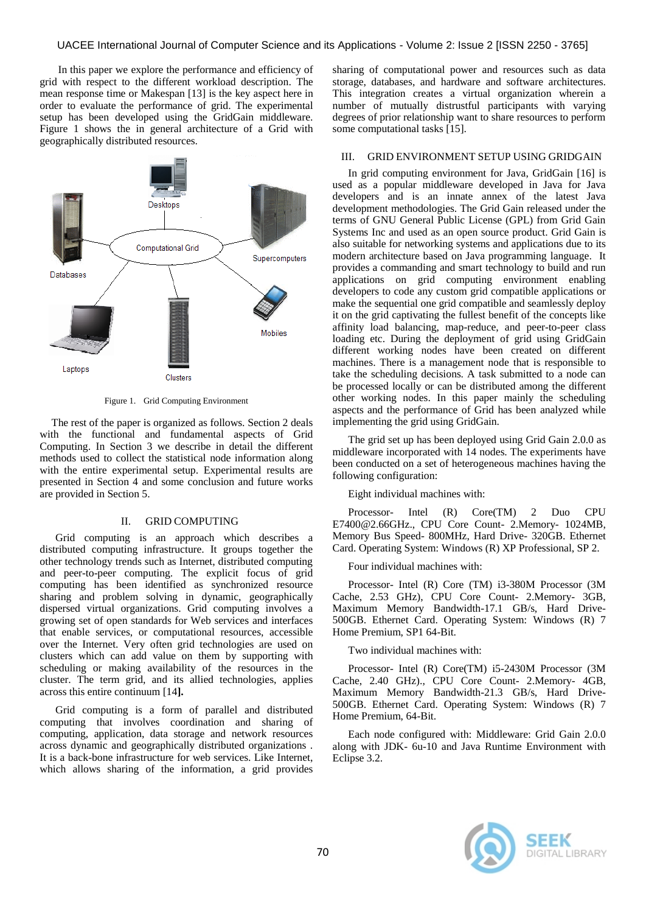In this paper we explore the performance and efficiency of grid with respect to the different workload description. The mean response time or Makespan [13] is the key aspect here in order to evaluate the performance of grid. The experimental setup has been developed using the GridGain middleware. Figure 1 shows the in general architecture of a Grid with geographically distributed resources.

Figure 1. Grid Computing Environment

The rest of the paper is organized as follows. Section 2 deals with the functional and fundamental aspects of Grid Computing. In Section 3 we describe in detail the different methods used to collect the statistical node information along with the entire experimental setup. Experimental results are presented in Section 4 and some conclusion and future works are provided in Section 5.

## II. GRID COMPUTING

Grid computing is an approach which describes a distributed computing infrastructure. It groups together the other technology trends such as Internet, distributed computing and peer-to-peer computing. The explicit focus of grid computing has been identified as synchronized resource sharing and problem solving in dynamic, geographically dispersed virtual organizations. Grid computing involves a growing set of open standards for Web services and interfaces that enable services, or computational resources, accessible over the Internet. Very often grid technologies are used on clusters which can add value on them by supporting with scheduling or making availability of the resources in the cluster. The term grid, and its allied technologies, applies across this entire continuum [14].

Grid computing is a form of parallel and distributed computing that involves coordination and sharing of computing, application, data storage and network resources across dynamic and geographically distributed organizations . It is a back-bone infrastructure for web services. Like Internet, which allows sharing of the information, a grid provides sharing of computational power and resources such as data storage, databases, and hardware and software architectures. This integration creates a virtual organization wherein a number of mutually distrustful participants with varying degrees of prior relationship want to share resources to perform some computational tasks [15].

## III. GRID ENVIRONMENT SETUP USING GRIDGAIN

In grid computing environment for Java, GridGain [16] is used as a popular middleware developed in Java for Java developers and is an innate annex of the latest Java development methodologies. The Grid Gain released under the terms of GNU General Public License (GPL) from Grid Gain Systems Inc and used as an open source product. Grid Gain is also suitable for networking systems and applications due to its modern architecture based on Java programming language. It provides a commanding and smart technology to build and run applications on grid computing environment enabling developers to code any custom grid compatible applications or make the sequential one grid compatible and seamlessly deploy it on the grid captivating the fullest benefit of the concepts like affinity load balancing, map-reduce, and peer-to-peer class loading etc. During the deployment of grid using GridGain different working nodes have been created on different machines. There is a management node that is responsible to take the scheduling decisions. A task submitted to a node can be processed locally or can be distributed among the different other working nodes. In this paper mainly the scheduling aspects and the performance of Grid has been analyzed while implementing the grid using GridGain.

The grid set up has been deployed using Grid Gain 2.0.0 as middleware incorporated with 14 nodes. The experiments have been conducted on a set of heterogeneous machines having the following configuration:

Eight individual machines with:

Processor- Intel (R) Core(TM) 2 Duo CPU E7400@2.66GHz., CPU Core Count- 2.Memory- 1024MB, Memory Bus Speed- 800MHz, Hard Drive- 320GB. Ethernet Card. Operating System: Windows (R) XP Professional, SP 2.

Four individual machines with:

Processor- Intel (R) Core (TM) i3-380M Processor (3M Cache, 2.53 GHz), CPU Core Count- 2.Memory- 3GB, Maximum Memory Bandwidth-17.1 GB/s, Hard Drive- 500GB. Ethernet Card. Operating System: Windows (R) 7 Home Premium, SP1 64-Bit.

Two individual machines with:

Processor- Intel (R) Core(TM) i5-2430M Processor (3M Cache, 2.40 GHz)., CPU Core Count- 2.Memory- 4GB, Maximum Memory Bandwidth-21.3 GB/s, Hard Drive- 500GB. Ethernet Card. Operating System: Windows (R) 7 Home Premium, 64-Bit.

Each node configured with: Middleware: Grid Gain 2.0.0 along with JDK- 6u-10 and Java Runtime Environment with Eclipse 3.2.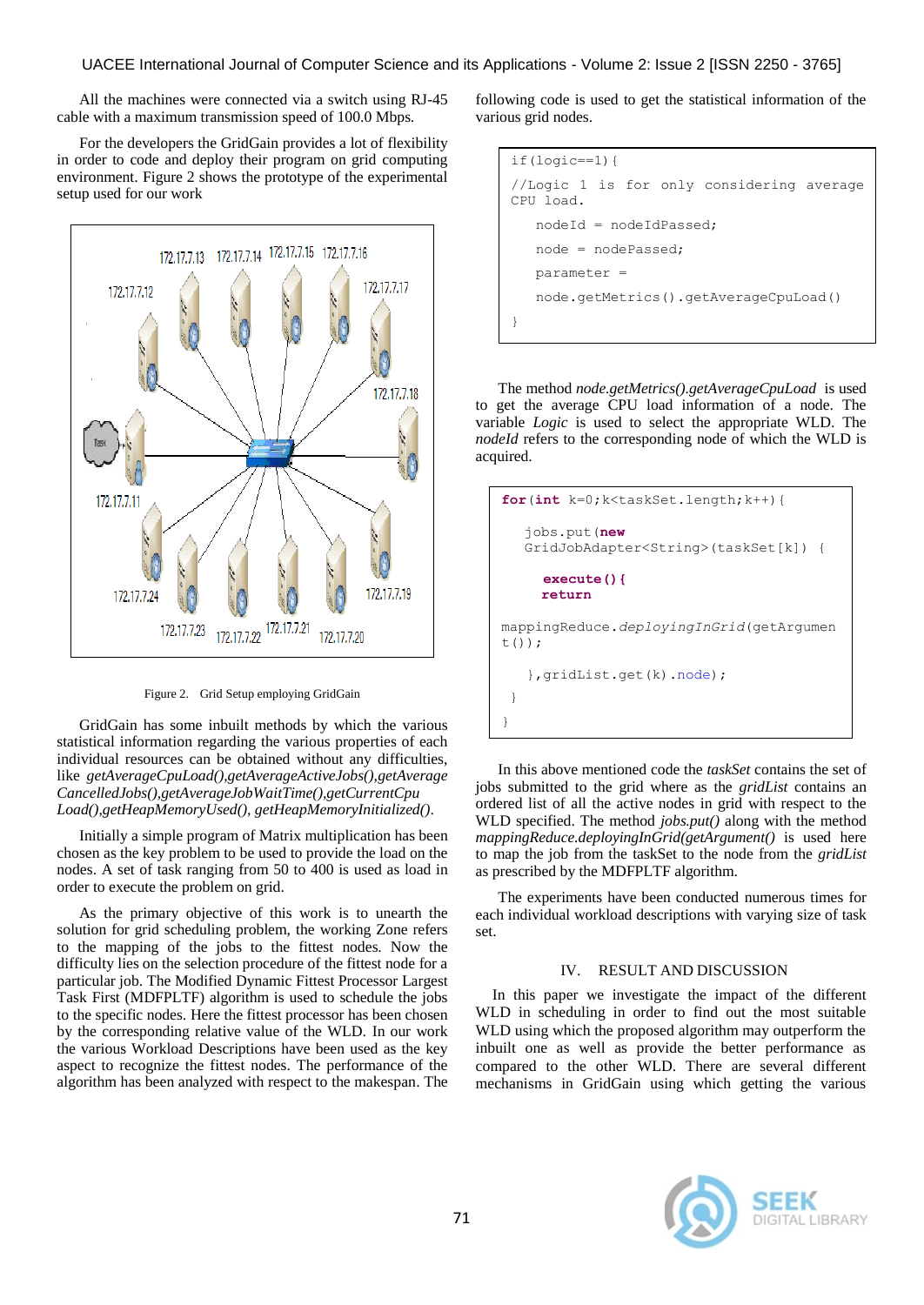All the machines were connected via a switch using RJ-45 cable with a maximum transmission speed of 100.0 Mbps.

For the developers the GridGain provides a lot of flexibility in order to code and deploy their program on grid computing environment. Figure 2 shows the prototype of the experimental setup used for our work

Figure 2. Grid Setup employing GridGain

GridGain has some inbuilt methods by which the various statistical information regarding the various properties of each individual resources can be obtained without any difficulties, like *getAverageCpuLoad(),getAverageActiveJobs(),getAverageCancelledJobs(),getAverageJobWaitTime(),getCurrentCpuLoad(),getHeapMemoryUsed(), getHeapMemoryInitialized()*.

Initially a simple program of Matrix multiplication has been chosen as the key problem to be used to provide the load on the nodes. A set of task ranging from 50 to 400 is used as load in order to execute the problem on grid.

As the primary objective of this work is to unearth the solution for grid scheduling problem, the working Zone refers to the mapping of the jobs to the fittest nodes. Now the difficulty lies on the selection procedure of the fittest node for a particular job. The Modified Dynamic Fittest Processor Largest Task First (MDFPLTF) algorithm is used to schedule the jobs to the specific nodes. Here the fittest processor has been chosen by the corresponding relative value of the WLD. In our work the various Workload Descriptions have been used as the key aspect to recognize the fittest nodes. The performance of the algorithm has been analyzed with respect to the makespan. The following code is used to get the statistical information of the various grid nodes.

```
if(logic==1){
//Logic 1 is for only considering average CPU load.
    nodeId = nodeIdPassed;
    node = nodePassed;
    parameter =
    node.getMetrics().getAverageCpuLoad()
}
```

The method *node.getMetrics().getAverageCpuLoad* is used to get the average CPU load information of a node. The variable *Logic* is used to select the appropriate WLD. The *nodeId* refers to the corresponding node of which the WLD is acquired.

```
for(int k=0;k<taskSet.length;k++){

   jobs.put(new
   GridJobAdapter<String>(taskSet[k]) {

      execute(){
      return

mappingReduce.deployingInGrid(getArgument());

    },gridList.get(k).node);
 }
}
```

In this above mentioned code the *taskSet* contains the set of jobs submitted to the grid where as the *gridList* contains an ordered list of all the active nodes in grid with respect to the WLD specified. The method *jobs.put()* along with the method *mappingReduce.deployingInGrid(getArgument()* is used here to map the job from the taskSet to the node from the *gridList* as prescribed by the MDFPLTF algorithm.

The experiments have been conducted numerous times for each individual workload descriptions with varying size of task set.

## IV. RESULT AND DISCUSSION

In this paper we investigate the impact of the different WLD in scheduling in order to find out the most suitable WLD using which the proposed algorithm may outperform the inbuilt one as well as provide the better performance as compared to the other WLD. There are several different mechanisms in GridGain using which getting the various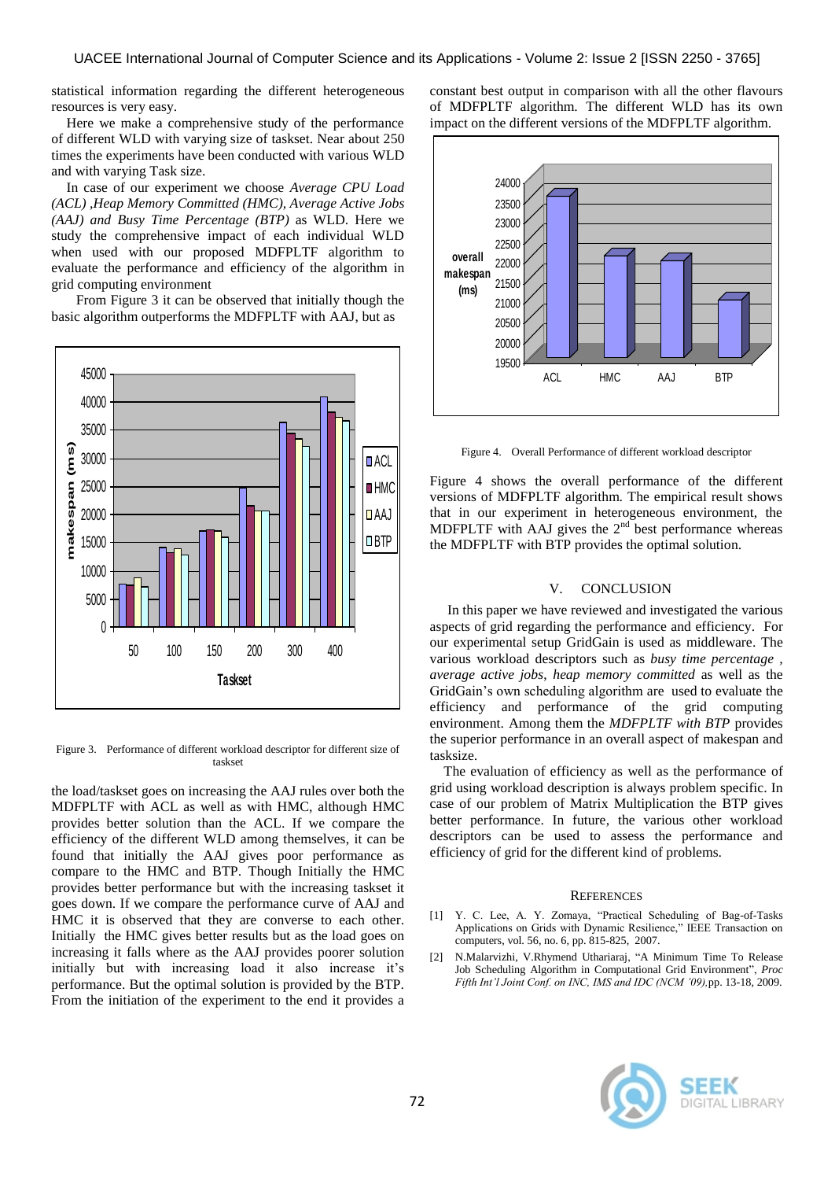statistical information regarding the different heterogeneous resources is very easy.

Here we make a comprehensive study of the performance of different WLD with varying size of taskset. Near about 250 times the experiments have been conducted with various WLD and with varying Task size.

In case of our experiment we choose *Average CPU Load (ACL)* ,*Heap Memory Committed (HMC)*, *Average Active Jobs (AAJ) and Busy Time Percentage (BTP)* as WLD. Here we study the comprehensive impact of each individual WLD when used with our proposed MDFPLTF algorithm to evaluate the performance and efficiency of the algorithm in grid computing environment

From Figure 3 it can be observed that initially though the basic algorithm outperforms the MDFPLTF with AAJ, but as the load/taskset goes on increasing the AAJ rules over both the MDFPLTF with ACL as well as with HMC, although HMC provides better solution than the ACL. If we compare the efficiency of the different WLD among themselves, it can be found that initially the AAJ gives poor performance as compare to the HMC and BTP. Though Initially the HMC provides better performance but with the increasing taskset it goes down. If we compare the performance curve of AAJ and HMC it is observed that they are converse to each other. Initially the HMC gives better results but as the load goes on increasing it falls where as the AAJ provides poorer solution initially but with increasing load it also increase it's performance. But the optimal solution is provided by the BTP. From the initiation of the experiment to the end it provides a constant best output in comparison with all the other flavours of MDFPLTF algorithm. The different WLD has its own impact on the different versions of the MDFPLTF algorithm.

Figure 3. Performance of different workload descriptor for different size of taskset

Figure 4. Overall Performance of different workload descriptor

Figure 4 shows the overall performance of the different versions of MDFPLTF algorithm. The empirical result shows that in our experiment in heterogeneous environment, the MDFPLTF with AAJ gives the 2nd best performance whereas the MDFPLTF with BTP provides the optimal solution.

## V. CONCLUSION

In this paper we have reviewed and investigated the various aspects of grid regarding the performance and efficiency. For our experimental setup GridGain is used as middleware. The various workload descriptors such as *busy time percentage* , *average active jobs*, *heap memory committed* as well as the GridGain's own scheduling algorithm are used to evaluate the efficiency and performance of the grid computing environment. Among them the *MDFPLTF with BTP* provides the superior performance in an overall aspect of makespan and tasksize.

The evaluation of efficiency as well as the performance of grid using workload description is always problem specific. In case of our problem of Matrix Multiplication the BTP gives better performance. In future, the various other workload descriptors can be used to assess the performance and efficiency of grid for the different kind of problems.

### REFERENCES

[1] Y. C. Lee, A. Y. Zomaya, "Practical Scheduling of Bag-of-Tasks Applications on Grids with Dynamic Resilience," IEEE Transaction on computers, vol. 56, no. 6, pp. 815-825, 2007.

[2] N.Malarvizhi, V.Rhymend Uthariaraj, "A Minimum Time To Release Job Scheduling Algorithm in Computational Grid Environment", *Proc Fifth Int'l Joint Conf. on INC, IMS and IDC (NCM '09)*,pp. 13-18, 2009.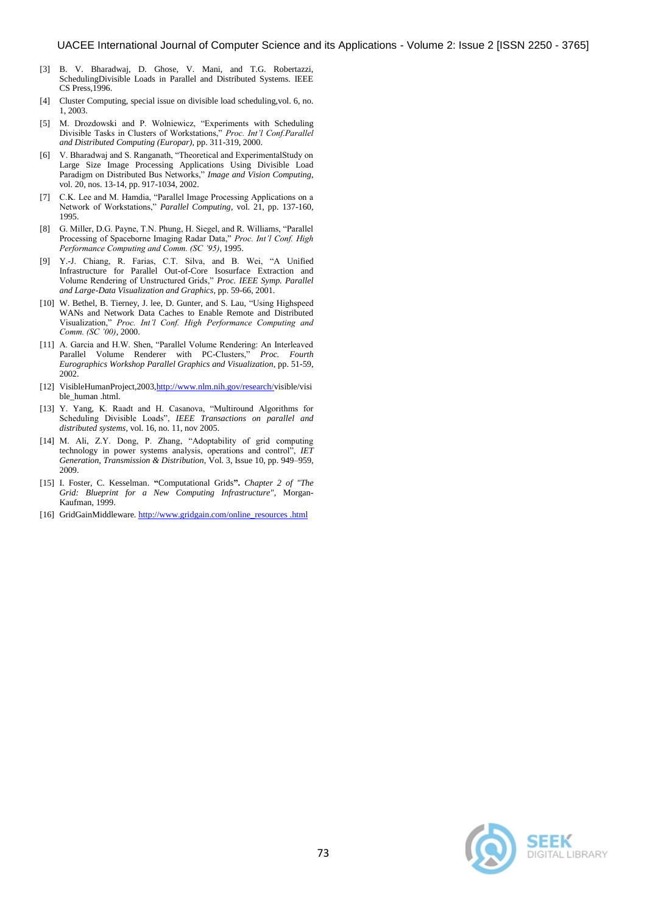[3] B. V. Bharadwaj, D. Ghose, V. Mani, and T.G. Robertazzi, SchedulingDivisible Loads in Parallel and Distributed Systems. IEEE CS Press,1996.

[4] Cluster Computing, special issue on divisible load scheduling,vol. 6, no. 1, 2003.

[5] M. Drozdowski and P. Wolniewicz, "Experiments with Scheduling Divisible Tasks in Clusters of Workstations," *Proc. Int'l Conf.Parallel and Distributed Computing (Europar)*, pp. 311-319, 2000.

[6] V. Bharadwaj and S. Ranganath, "Theoretical and ExperimentalStudy on Large Size Image Processing Applications Using Divisible Load Paradigm on Distributed Bus Networks," *Image and Vision Computing*, vol. 20, nos. 13-14, pp. 917-1034, 2002.

[7] C.K. Lee and M. Hamdia, "Parallel Image Processing Applications on a Network of Workstations," *Parallel Computing*, vol. 21, pp. 137-160, 1995.

[8] G. Miller, D.G. Payne, T.N. Phung, H. Siegel, and R. Williams, "Parallel Processing of Spaceborne Imaging Radar Data," *Proc. Int'l Conf. High Performance Computing and Comm. (SC '95)*, 1995.

[9] Y.-J. Chiang, R. Farias, C.T. Silva, and B. Wei, "A Unified Infrastructure for Parallel Out-of-Core Isosurface Extraction and Volume Rendering of Unstructured Grids," *Proc. IEEE Symp. Parallel and Large-Data Visualization and Graphics*, pp. 59-66, 2001.

[10] W. Bethel, B. Tierney, J. lee, D. Gunter, and S. Lau, "Using Highspeed WANs and Network Data Caches to Enable Remote and Distributed Visualization," *Proc. Int'l Conf. High Performance Computing and Comm. (SC '00)*, 2000.

[11] A. Garcia and H.W. Shen, "Parallel Volume Rendering: An Interleaved Parallel Volume Renderer with PC-Clusters," *Proc. Fourth Eurographics Workshop Parallel Graphics and Visualization*, pp. 51-59, 2002.

[12] VisibleHumanProject,2003,http://www.nlm.nih.gov/research/visible/visible_human .html.

[13] Y. Yang, K. Raadt and H. Casanova, "Multiround Algorithms for Scheduling Divisible Loads", *IEEE Transactions on parallel and distributed systems*, vol. 16, no. 11, nov 2005.

[14] M. Ali, Z.Y. Dong, P. Zhang, "Adoptability of grid computing technology in power systems analysis, operations and control", *IET Generation, Transmission & Distribution*, Vol. 3, Issue 10, pp. 949–959, 2009.

[15] I. Foster, C. Kesselman. **"**Computational Grids**".** *Chapter 2 of "The Grid: Blueprint for a New Computing Infrastructure"*, Morgan-Kaufman, 1999.

[16] GridGainMiddleware. http://www.gridgain.com/online_resources .html